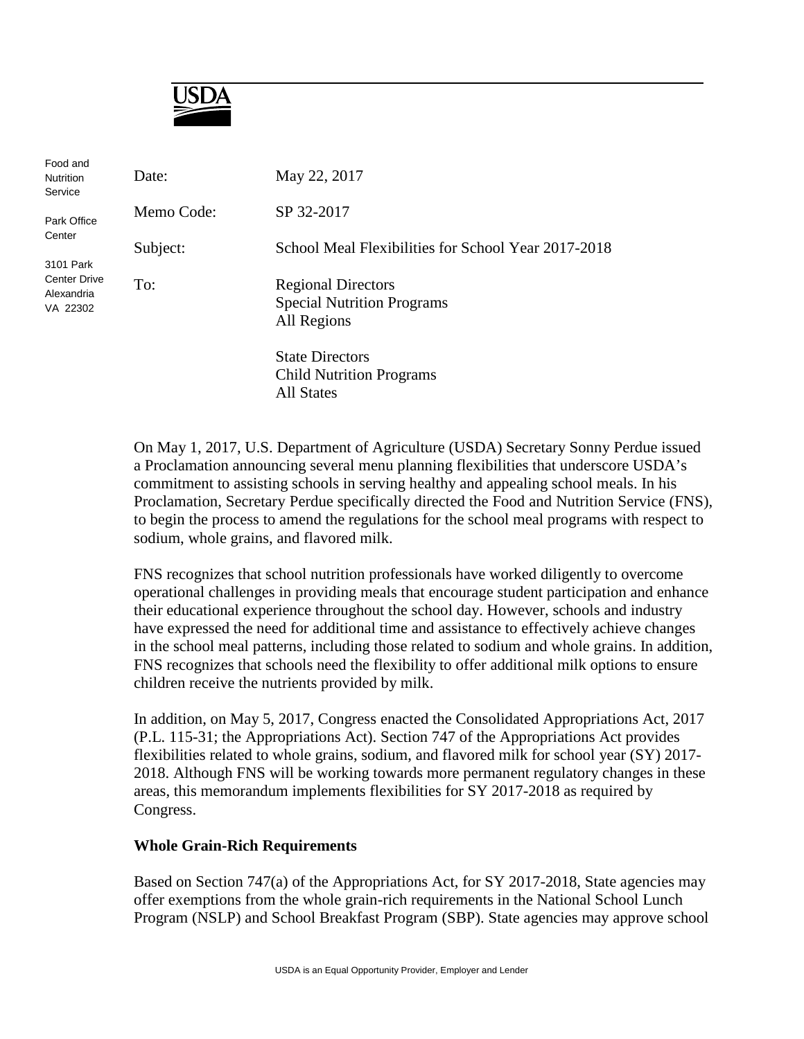USDA

Food and Nutrition Service

Park Office Center

3101 Park Center Drive Alexandria VA 22302

| | |
|---|---|
| Date: | May 22, 2017 |
| Memo Code: | SP 32-2017 |
| Subject: | School Meal Flexibilities for School Year 2017-2018 |
| To: | Regional Directors<br>Special Nutrition Programs<br>All Regions<br><br>State Directors<br>Child Nutrition Programs<br>All States |

On May 1, 2017, U.S. Department of Agriculture (USDA) Secretary Sonny Perdue issued a Proclamation announcing several menu planning flexibilities that underscore USDA's commitment to assisting schools in serving healthy and appealing school meals. In his Proclamation, Secretary Perdue specifically directed the Food and Nutrition Service (FNS), to begin the process to amend the regulations for the school meal programs with respect to sodium, whole grains, and flavored milk.

FNS recognizes that school nutrition professionals have worked diligently to overcome operational challenges in providing meals that encourage student participation and enhance their educational experience throughout the school day. However, schools and industry have expressed the need for additional time and assistance to effectively achieve changes in the school meal patterns, including those related to sodium and whole grains. In addition, FNS recognizes that schools need the flexibility to offer additional milk options to ensure children receive the nutrients provided by milk.

In addition, on May 5, 2017, Congress enacted the Consolidated Appropriations Act, 2017 (P.L. 115-31; the Appropriations Act). Section 747 of the Appropriations Act provides flexibilities related to whole grains, sodium, and flavored milk for school year (SY) 2017-2018. Although FNS will be working towards more permanent regulatory changes in these areas, this memorandum implements flexibilities for SY 2017-2018 as required by Congress.

**Whole Grain-Rich Requirements**

Based on Section 747(a) of the Appropriations Act, for SY 2017-2018, State agencies may offer exemptions from the whole grain-rich requirements in the National School Lunch Program (NSLP) and School Breakfast Program (SBP). State agencies may approve school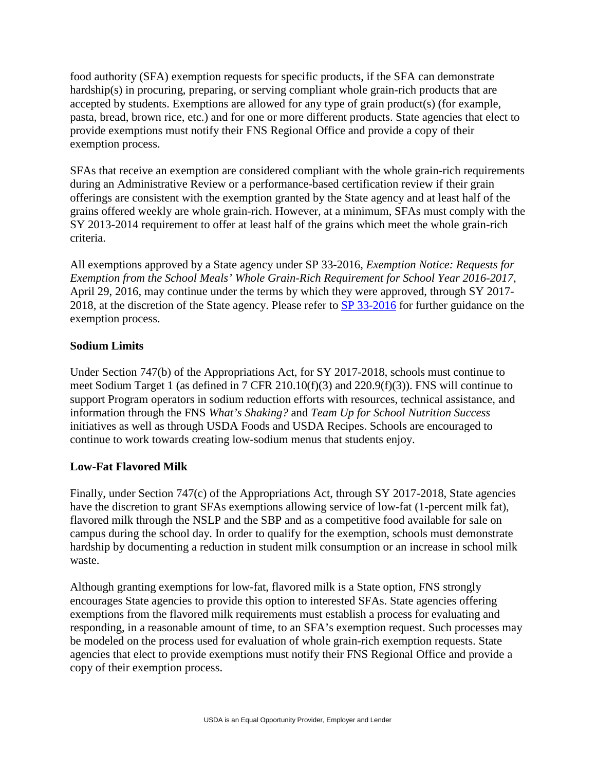food authority (SFA) exemption requests for specific products, if the SFA can demonstrate hardship(s) in procuring, preparing, or serving compliant whole grain-rich products that are accepted by students. Exemptions are allowed for any type of grain product(s) (for example, pasta, bread, brown rice, etc.) and for one or more different products. State agencies that elect to provide exemptions must notify their FNS Regional Office and provide a copy of their exemption process.

SFAs that receive an exemption are considered compliant with the whole grain-rich requirements during an Administrative Review or a performance-based certification review if their grain offerings are consistent with the exemption granted by the State agency and at least half of the grains offered weekly are whole grain-rich. However, at a minimum, SFAs must comply with the SY 2013-2014 requirement to offer at least half of the grains which meet the whole grain-rich criteria.

All exemptions approved by a State agency under SP 33-2016, *Exemption Notice: Requests for Exemption from the School Meals' Whole Grain-Rich Requirement for School Year 2016-2017*, April 29, 2016, may continue under the terms by which they were approved, through SY 2017-2018, at the discretion of the State agency. Please refer to [SP 33-2016] for further guidance on the exemption process.

**Sodium Limits**

Under Section 747(b) of the Appropriations Act, for SY 2017-2018, schools must continue to meet Sodium Target 1 (as defined in 7 CFR 210.10(f)(3) and 220.9(f)(3)). FNS will continue to support Program operators in sodium reduction efforts with resources, technical assistance, and information through the FNS *What's Shaking?* and *Team Up for School Nutrition Success* initiatives as well as through USDA Foods and USDA Recipes. Schools are encouraged to continue to work towards creating low-sodium menus that students enjoy.

**Low-Fat Flavored Milk**

Finally, under Section 747(c) of the Appropriations Act, through SY 2017-2018, State agencies have the discretion to grant SFAs exemptions allowing service of low-fat (1-percent milk fat), flavored milk through the NSLP and the SBP and as a competitive food available for sale on campus during the school day. In order to qualify for the exemption, schools must demonstrate hardship by documenting a reduction in student milk consumption or an increase in school milk waste.

Although granting exemptions for low-fat, flavored milk is a State option, FNS strongly encourages State agencies to provide this option to interested SFAs. State agencies offering exemptions from the flavored milk requirements must establish a process for evaluating and responding, in a reasonable amount of time, to an SFA's exemption request. Such processes may be modeled on the process used for evaluation of whole grain-rich exemption requests. State agencies that elect to provide exemptions must notify their FNS Regional Office and provide a copy of their exemption process.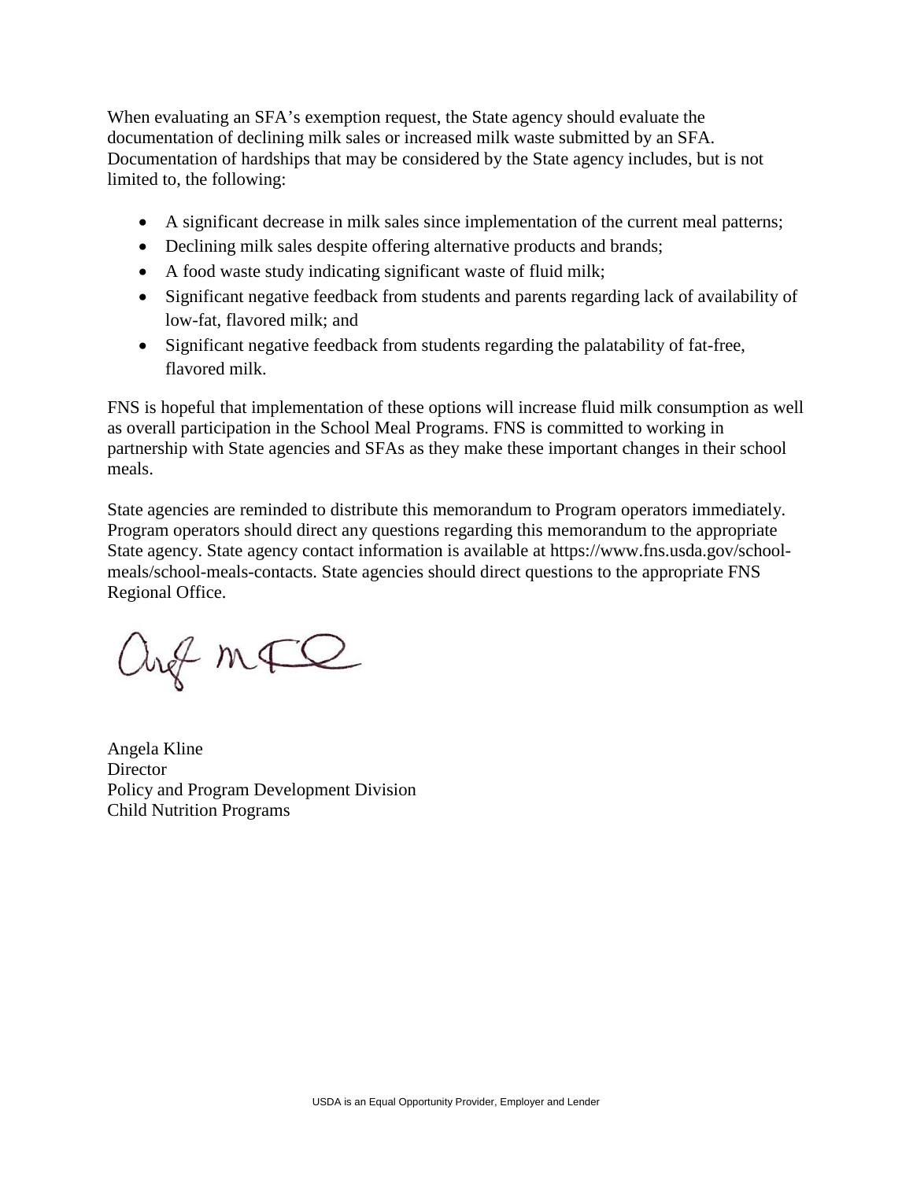When evaluating an SFA's exemption request, the State agency should evaluate the documentation of declining milk sales or increased milk waste submitted by an SFA. Documentation of hardships that may be considered by the State agency includes, but is not limited to, the following:

- A significant decrease in milk sales since implementation of the current meal patterns;
- Declining milk sales despite offering alternative products and brands;
- A food waste study indicating significant waste of fluid milk;
- Significant negative feedback from students and parents regarding lack of availability of low-fat, flavored milk; and
- Significant negative feedback from students regarding the palatability of fat-free, flavored milk.

FNS is hopeful that implementation of these options will increase fluid milk consumption as well as overall participation in the School Meal Programs. FNS is committed to working in partnership with State agencies and SFAs as they make these important changes in their school meals.

State agencies are reminded to distribute this memorandum to Program operators immediately. Program operators should direct any questions regarding this memorandum to the appropriate State agency. State agency contact information is available at https://www.fns.usda.gov/school-meals/school-meals-contacts. State agencies should direct questions to the appropriate FNS Regional Office.

Angela Kline
Director
Policy and Program Development Division
Child Nutrition Programs

USDA is an Equal Opportunity Provider, Employer and Lender